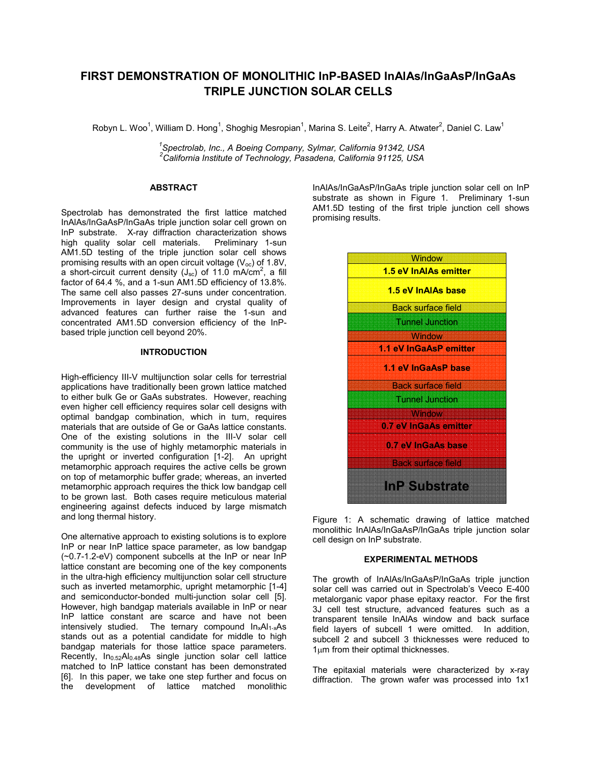# FIRST DEMONSTRATION OF MONOLITHIC InP-BASED InAlAs/InGaAsP/InGaAs TRIPLE JUNCTION SOLAR CELLS

Robyn L. Woo[1], William D. Hong[1], Shoghig Mesropian[1], Marina S. Leite[2], Harry A. Atwater[2], Daniel C. Law[1]

[1]*Spectrolab, Inc., A Boeing Company, Sylmar, California 91342, USA*
[2]*California Institute of Technology, Pasadena, California 91125, USA*

## ABSTRACT

Spectrolab has demonstrated the first lattice matched InAlAs/InGaAsP/InGaAs triple junction solar cell grown on InP substrate. X-ray diffraction characterization shows high quality solar cell materials. Preliminary 1-sun AM1.5D testing of the triple junction solar cell shows promising results with an open circuit voltage ($V_{oc}$) of 1.8V, a short-circuit current density ($J_{sc}$) of 11.0 mA/cm$^2$, a fill factor of 64.4 %, and a 1-sun AM1.5D efficiency of 13.8%. The same cell also passes 27-suns under concentration. Improvements in layer design and crystal quality of advanced features can further raise the 1-sun and concentrated AM1.5D conversion efficiency of the InP-based triple junction cell beyond 20%.

## INTRODUCTION

High-efficiency III-V multijunction solar cells for terrestrial applications have traditionally been grown lattice matched to either bulk Ge or GaAs substrates. However, reaching even higher cell efficiency requires solar cell designs with optimal bandgap combination, which in turn, requires materials that are outside of Ge or GaAs lattice constants. One of the existing solutions in the III-V solar cell community is the use of highly metamorphic materials in the upright or inverted configuration [1-2]. An upright metamorphic approach requires the active cells be grown on top of metamorphic buffer grade; whereas, an inverted metamorphic approach requires the thick low bandgap cell to be grown last. Both cases require meticulous material engineering against defects induced by large mismatch and long thermal history.

One alternative approach to existing solutions is to explore InP or near InP lattice space parameter, as low bandgap (~0.7-1.2-eV) component subcells at the InP or near InP lattice constant are becoming one of the key components in the ultra-high efficiency multijunction solar cell structure such as inverted metamorphic, upright metamorphic [1-4] and semiconductor-bonded multi-junction solar cell [5]. However, high bandgap materials available in InP or near InP lattice constant are scarce and have not been intensively studied. The ternary compound $In_xAl_{1-x}As$ stands out as a potential candidate for middle to high bandgap materials for those lattice space parameters. Recently, $In_{0.52}Al_{0.48}As$ single junction solar cell lattice matched to InP lattice constant has been demonstrated [6]. In this paper, we take one step further and focus on the development of lattice matched monolithic InAlAs/InGaAsP/InGaAs triple junction solar cell on InP substrate as shown in Figure 1. Preliminary 1-sun AM1.5D testing of the first triple junction cell shows promising results.

| Window |
|---|
| **1.5 eV InAlAs emitter** |
| **1.5 eV InAlAs base** |
| Back surface field |
| Tunnel Junction |
| Window |
| **1.1 eV InGaAsP emitter** |
| **1.1 eV InGaAsP base** |
| Back surface field |
| Tunnel Junction |
| Window |
| **0.7 eV InGaAs emitter** |
| **0.7 eV InGaAs base** |
| Back surface field |
| **InP Substrate** |

Figure 1: A schematic drawing of lattice matched monolithic InAlAs/InGaAsP/InGaAs triple junction solar cell design on InP substrate.

## EXPERIMENTAL METHODS

The growth of InAlAs/InGaAsP/InGaAs triple junction solar cell was carried out in Spectrolab's Veeco E-400 metalorganic vapor phase epitaxy reactor. For the first 3J cell test structure, advanced features such as a transparent tensile InAlAs window and back surface field layers of subcell 1 were omitted. In addition, subcell 2 and subcell 3 thicknesses were reduced to 1μm from their optimal thicknesses.

The epitaxial materials were characterized by x-ray diffraction. The grown wafer was processed into 1x1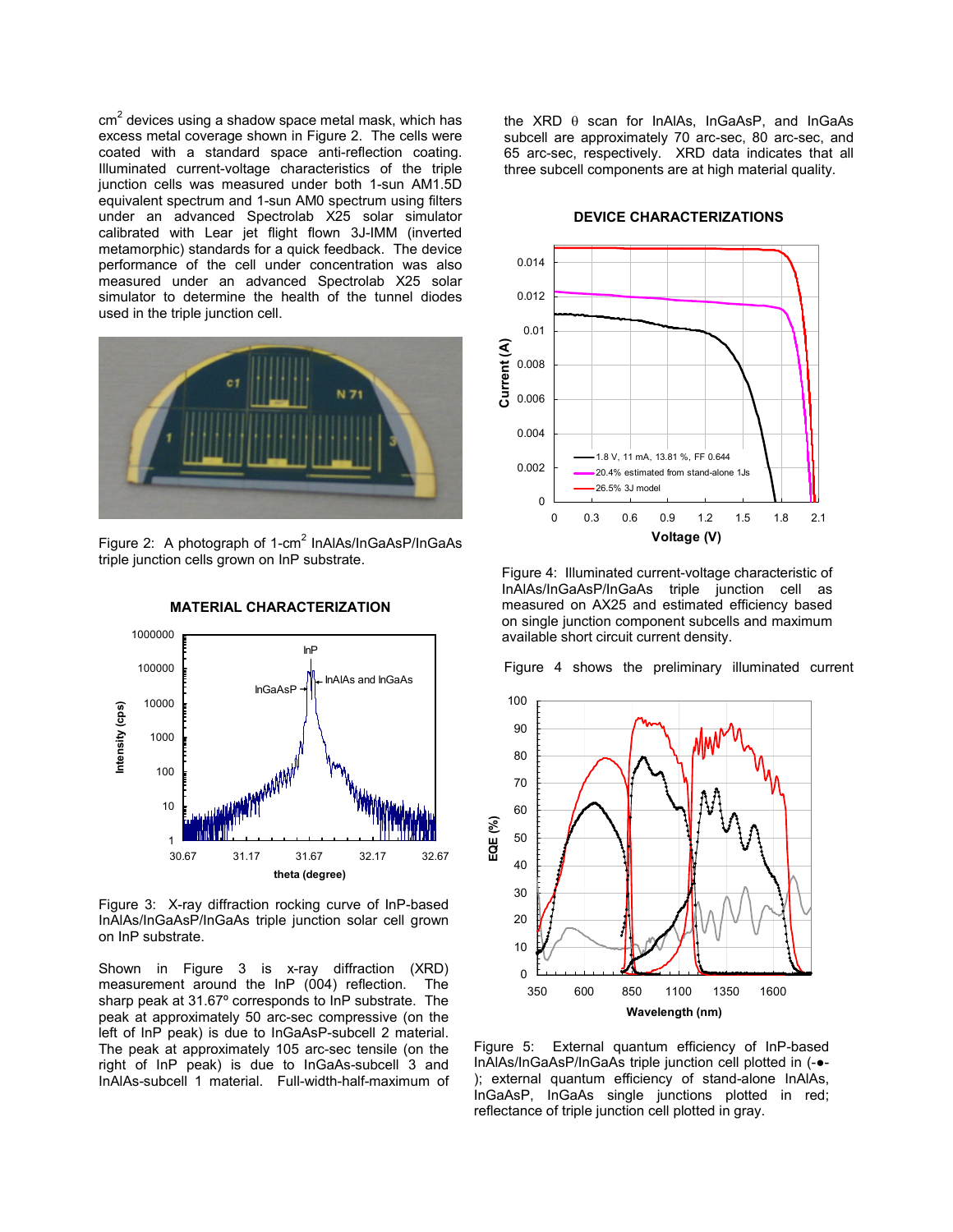$cm^2$ devices using a shadow space metal mask, which has excess metal coverage shown in Figure 2. The cells were coated with a standard space anti-reflection coating. Illuminated current-voltage characteristics of the triple junction cells was measured under both 1-sun AM1.5D equivalent spectrum and 1-sun AM0 spectrum using filters under an advanced Spectrolab X25 solar simulator calibrated with Lear jet flight flown 3J-IMM (inverted metamorphic) standards for a quick feedback. The device performance of the cell under concentration was also measured under an advanced Spectrolab X25 solar simulator to determine the health of the tunnel diodes used in the triple junction cell.

Figure 2: A photograph of 1-$cm^2$ InAlAs/InGaAsP/InGaAs triple junction cells grown on InP substrate.

## MATERIAL CHARACTERIZATION

Figure 3: X-ray diffraction rocking curve of InP-based InAlAs/InGaAsP/InGaAs triple junction solar cell grown on InP substrate.

Shown in Figure 3 is x-ray diffraction (XRD) measurement around the InP (004) reflection. The sharp peak at 31.67º corresponds to InP substrate. The peak at approximately 50 arc-sec compressive (on the left of InP peak) is due to InGaAsP-subcell 2 material. The peak at approximately 105 arc-sec tensile (on the right of InP peak) is due to InGaAs-subcell 3 and InAlAs-subcell 1 material. Full-width-half-maximum of the XRD $\theta$ scan for InAlAs, InGaAsP, and InGaAs subcell are approximately 70 arc-sec, 80 arc-sec, and 65 arc-sec, respectively. XRD data indicates that all three subcell components are at high material quality.

## DEVICE CHARACTERIZATIONS

Figure 4: Illuminated current-voltage characteristic of InAlAs/InGaAsP/InGaAs triple junction cell as measured on AX25 and estimated efficiency based on single junction component subcells and maximum available short circuit current density.

Figure 4 shows the preliminary illuminated current

Figure 5: External quantum efficiency of InP-based InAlAs/InGaAsP/InGaAs triple junction cell plotted in (-●-); external quantum efficiency of stand-alone InAlAs, InGaAsP, InGaAs single junctions plotted in red; reflectance of triple junction cell plotted in gray.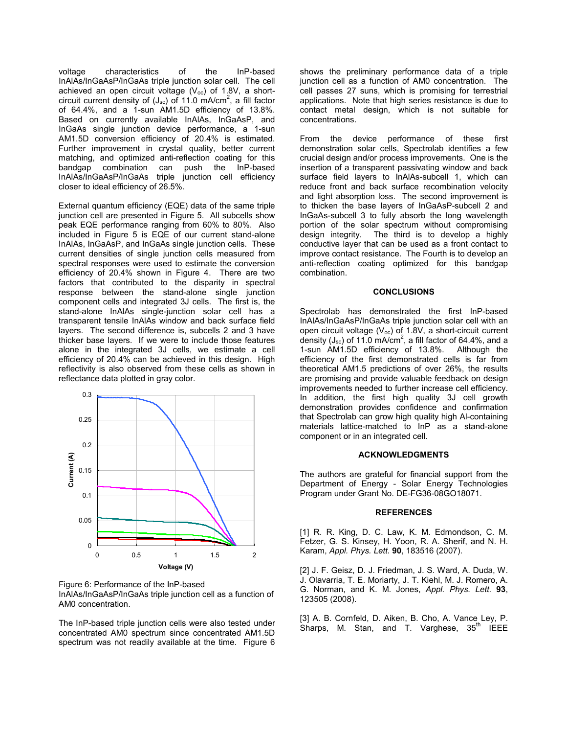voltage characteristics of the InP-based InAlAs/InGaAsP/InGaAs triple junction solar cell. The cell achieved an open circuit voltage ($V_{oc}$) of 1.8V, a short-circuit current density of ($J_{sc}$) of 11.0 mA/cm$^2$, a fill factor of 64.4%, and a 1-sun AM1.5D efficiency of 13.8%. Based on currently available InAlAs, InGaAsP, and InGaAs single junction device performance, a 1-sun AM1.5D conversion efficiency of 20.4% is estimated. Further improvement in crystal quality, better current matching, and optimized anti-reflection coating for this bandgap combination can push the InP-based InAlAs/InGaAsP/InGaAs triple junction cell efficiency closer to ideal efficiency of 26.5%.

External quantum efficiency (EQE) data of the same triple junction cell are presented in Figure 5. All subcells show peak EQE performance ranging from 60% to 80%. Also included in Figure 5 is EQE of our current stand-alone InAlAs, InGaAsP, and InGaAs single junction cells. These current densities of single junction cells measured from spectral responses were used to estimate the conversion efficiency of 20.4% shown in Figure 4. There are two factors that contributed to the disparity in spectral response between the stand-alone single junction component cells and integrated 3J cells. The first is, the stand-alone InAlAs single-junction solar cell has a transparent tensile InAlAs window and back surface field layers. The second difference is, subcells 2 and 3 have thicker base layers. If we were to include those features alone in the integrated 3J cells, we estimate a cell efficiency of 20.4% can be achieved in this design. High reflectivity is also observed from these cells as shown in reflectance data plotted in gray color.

Figure 6: Performance of the InP-based InAlAs/InGaAsP/InGaAs triple junction cell as a function of AM0 concentration.

The InP-based triple junction cells were also tested under concentrated AM0 spectrum since concentrated AM1.5D spectrum was not readily available at the time. Figure 6 shows the preliminary performance data of a triple junction cell as a function of AM0 concentration. The cell passes 27 suns, which is promising for terrestrial applications. Note that high series resistance is due to contact metal design, which is not suitable for concentrations.

From the device performance of these first demonstration solar cells, Spectrolab identifies a few crucial design and/or process improvements. One is the insertion of a transparent passivating window and back surface field layers to InAlAs-subcell 1, which can reduce front and back surface recombination velocity and light absorption loss. The second improvement is to thicken the base layers of InGaAsP-subcell 2 and InGaAs-subcell 3 to fully absorb the long wavelength portion of the solar spectrum without compromising design integrity. The third is to develop a highly conductive layer that can be used as a front contact to improve contact resistance. The Fourth is to develop an anti-reflection coating optimized for this bandgap combination.

## CONCLUSIONS

Spectrolab has demonstrated the first InP-based InAlAs/InGaAsP/InGaAs triple junction solar cell with an open circuit voltage ($V_{oc}$) of 1.8V, a short-circuit current density ($J_{sc}$) of 11.0 mA/cm$^2$, a fill factor of 64.4%, and a 1-sun AM1.5D efficiency of 13.8%. Although the efficiency of the first demonstrated cells is far from theoretical AM1.5 predictions of over 26%, the results are promising and provide valuable feedback on design improvements needed to further increase cell efficiency. In addition, the first high quality 3J cell growth demonstration provides confidence and confirmation that Spectrolab can grow high quality high Al-containing materials lattice-matched to InP as a stand-alone component or in an integrated cell.

## ACKNOWLEDGMENTS

The authors are grateful for financial support from the Department of Energy - Solar Energy Technologies Program under Grant No. DE-FG36-08GO18071.

## REFERENCES

[1] R. R. King, D. C. Law, K. M. Edmondson, C. M. Fetzer, G. S. Kinsey, H. Yoon, R. A. Sherif, and N. H. Karam, *Appl. Phys. Lett.* **90**, 183516 (2007).

[2] J. F. Geisz, D. J. Friedman, J. S. Ward, A. Duda, W. J. Olavarria, T. E. Moriarty, J. T. Kiehl, M. J. Romero, A. G. Norman, and K. M. Jones, *Appl. Phys. Lett.* **93**, 123505 (2008).

[3] A. B. Cornfeld, D. Aiken, B. Cho, A. Vance Ley, P. Sharps, M. Stan, and T. Varghese, 35$^{th}$ IEEE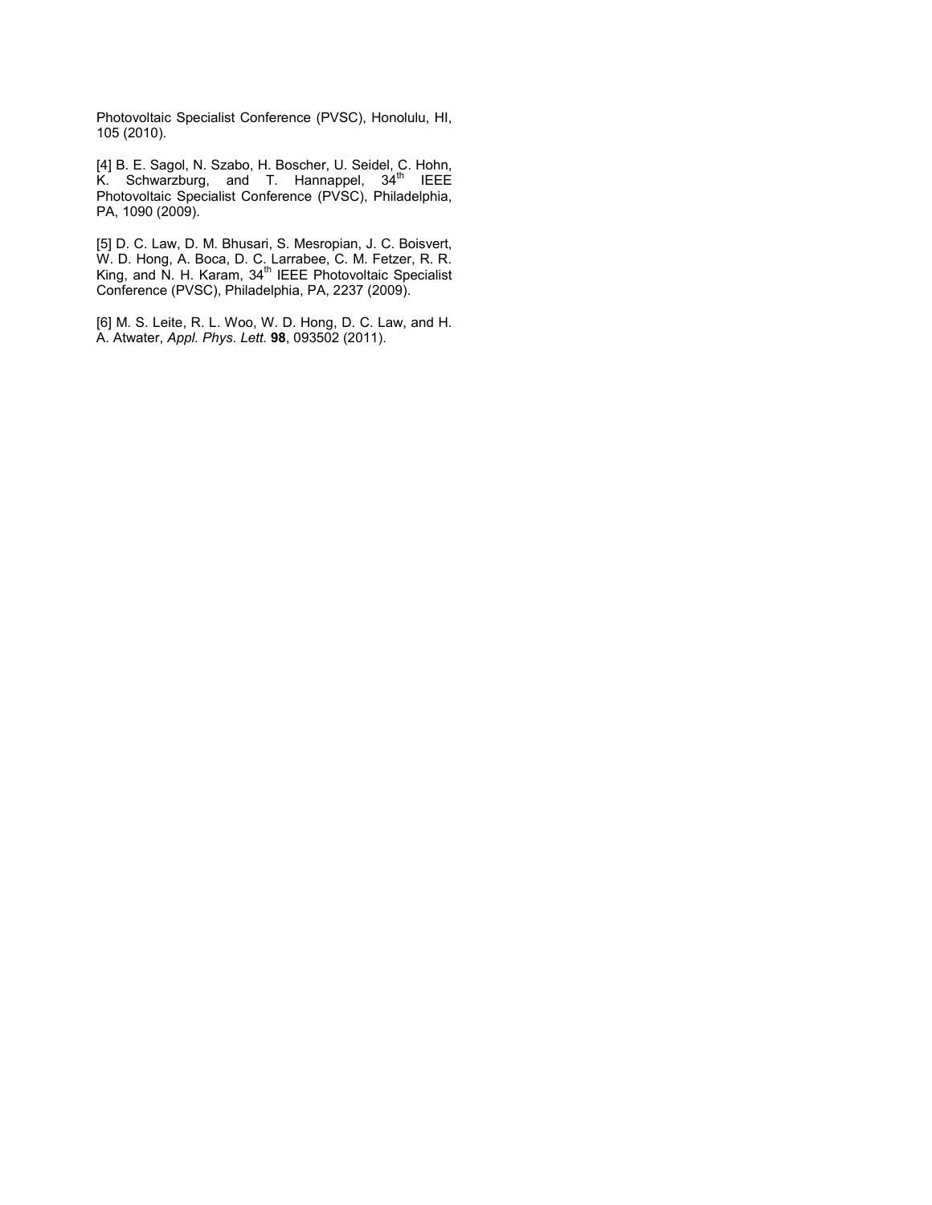Photovoltaic Specialist Conference (PVSC), Honolulu, HI, 105 (2010).

[4] B. E. Sagol, N. Szabo, H. Boscher, U. Seidel, C. Hohn, K. Schwarzburg, and T. Hannappel, 34th IEEE Photovoltaic Specialist Conference (PVSC), Philadelphia, PA, 1090 (2009).

[5] D. C. Law, D. M. Bhusari, S. Mesropian, J. C. Boisvert, W. D. Hong, A. Boca, D. C. Larrabee, C. M. Fetzer, R. R. King, and N. H. Karam, 34th IEEE Photovoltaic Specialist Conference (PVSC), Philadelphia, PA, 2237 (2009).

[6] M. S. Leite, R. L. Woo, W. D. Hong, D. C. Law, and H. A. Atwater, *Appl. Phys. Lett.* **98**, 093502 (2011).